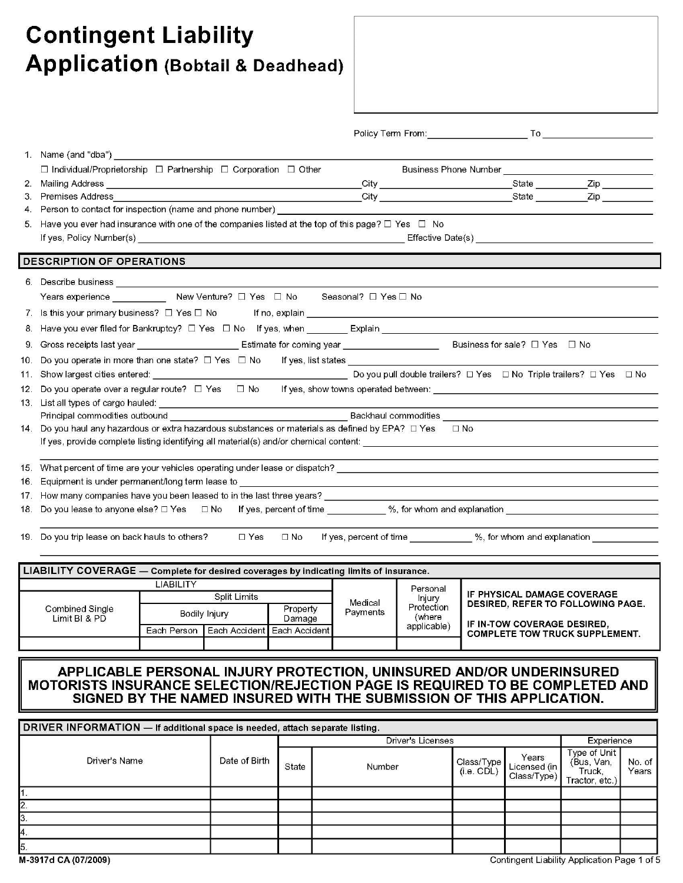# Contingent Liability Application (Bobtail & Deadhead)

Policy Term From: ____________________ To ____________________

1. Name (and "dba") ____________________
   ☐ Individual/Proprietorship ☐ Partnership ☐ Corporation ☐ Other Business Phone Number ____________________
2. Mailing Address ____________________ City ____________________ State ________ Zip ________
3. Premises Address ____________________ City ____________________ State ________ Zip ________
4. Person to contact for inspection (name and phone number) ____________________
5. Have you ever had insurance with one of the companies listed at the top of this page? ☐ Yes ☐ No
   If yes, Policy Number(s) ____________________ Effective Date(s) ____________________

## DESCRIPTION OF OPERATIONS

6. Describe business ____________________
   Years experience __________ New Venture? ☐ Yes ☐ No Seasonal? ☐ Yes ☐ No
7. Is this your primary business? ☐ Yes ☐ No If no, explain ____________________
8. Have you ever filed for Bankruptcy? ☐ Yes ☐ No If yes, when ________ Explain ____________________
9. Gross receipts last year ____________________ Estimate for coming year ____________________ Business for sale? ☐ Yes ☐ No
10. Do you operate in more than one state? ☐ Yes ☐ No If yes, list states ____________________
11. Show largest cities entered: ____________________ Do you pull double trailers? ☐ Yes ☐ No Triple trailers? ☐ Yes ☐ No
12. Do you operate over a regular route? ☐ Yes ☐ No If yes, show towns operated between: ____________________
13. List all types of cargo hauled: ____________________
    Principal commodities outbound ____________________ Backhaul commodities ____________________
14. Do you haul any hazardous or extra hazardous substances or materials as defined by EPA? ☐ Yes ☐ No
    If yes, provide complete listing identifying all material(s) and/or chemical content: ____________________
15. What percent of time are your vehicles operating under lease or dispatch? ____________________
16. Equipment is under permanent/long term lease to ____________________
17. How many companies have you been leased to in the last three years? ____________________
18. Do you lease to anyone else? ☐ Yes ☐ No If yes, percent of time __________ %, for whom and explanation ____________________
19. Do you trip lease on back hauls to others? ☐ Yes ☐ No If yes, percent of time __________ %, for whom and explanation ____________________

## LIABILITY COVERAGE — Complete for desired coverages by indicating limits of insurance.

| LIABILITY | | | | Medical Payments | Personal Injury Protection (where applicable) | IF PHYSICAL DAMAGE COVERAGE DESIRED, REFER TO FOLLOWING PAGE. IF IN-TOW COVERAGE DESIRED, COMPLETE TOW TRUCK SUPPLEMENT. |
|---|---|---|---|---|---|---|
| Combined Single Limit BI & PD | Split Limits | | | | | |
| | Bodily Injury | | Property Damage | | | |
| | Each Person | Each Accident | Each Accident | | | |
| | | | | | | |

**APPLICABLE PERSONAL INJURY PROTECTION, UNINSURED AND/OR UNDERINSURED MOTORISTS INSURANCE SELECTION/REJECTION PAGE IS REQUIRED TO BE COMPLETED AND SIGNED BY THE NAMED INSURED WITH THE SUBMISSION OF THIS APPLICATION.**

## DRIVER INFORMATION — If additional space is needed, attach separate listing.

| Driver's Name | Date of Birth | Driver's Licenses | | | | Experience | |
|---|---|---|---|---|---|---|---|
| | | State | Number | Class/Type (i.e. CDL) | Years Licensed (in Class/Type) | Type of Unit (Bus, Van, Truck, Tractor, etc.) | No. of Years |
| 1. | | | | | | | |
| 2. | | | | | | | |
| 3. | | | | | | | |
| 4. | | | | | | | |
| 5. | | | | | | | |

M-3917d CA (07/2009)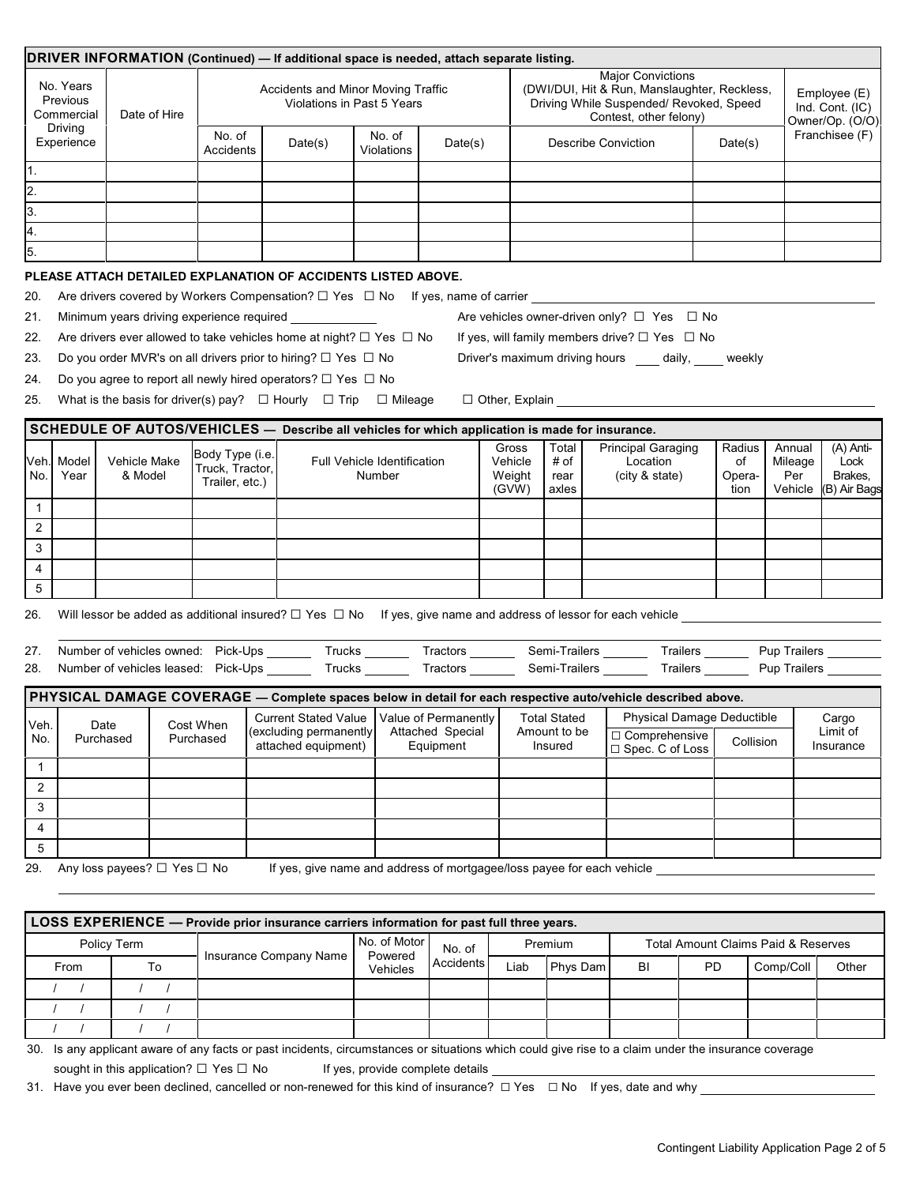## DRIVER INFORMATION (Continued) — If additional space is needed, attach separate listing.

| No. Years Previous Commercial Driving Experience | Date of Hire | Accidents and Minor Moving Traffic Violations in Past 5 Years | | | | Major Convictions (DWI/DUI, Hit & Run, Manslaughter, Reckless, Driving While Suspended/ Revoked, Speed Contest, other felony) | | Employee (E) Ind. Cont. (IC) Owner/Op. (O/O) Franchisee (F) |
|---|---|---|---|---|---|---|---|---|
| | | No. of Accidents | Date(s) | No. of Violations | Date(s) | Describe Conviction | Date(s) | |
| 1. | | | | | | | | |
| 2. | | | | | | | | |
| 3. | | | | | | | | |
| 4. | | | | | | | | |
| 5. | | | | | | | | |

**PLEASE ATTACH DETAILED EXPLANATION OF ACCIDENTS LISTED ABOVE.**

20. Are drivers covered by Workers Compensation? ☐ Yes ☐ No If yes, name of carrier ____________
21. Minimum years driving experience required ____________ Are vehicles owner-driven only? ☐ Yes ☐ No
22. Are drivers ever allowed to take vehicles home at night? ☐ Yes ☐ No If yes, will family members drive? ☐ Yes ☐ No
23. Do you order MVR's on all drivers prior to hiring? ☐ Yes ☐ No Driver's maximum driving hours ____ daily, ____ weekly
24. Do you agree to report all newly hired operators? ☐ Yes ☐ No
25. What is the basis for driver(s) pay? ☐ Hourly ☐ Trip ☐ Mileage ☐ Other, Explain ____________

## SCHEDULE OF AUTOS/VEHICLES — Describe all vehicles for which application is made for insurance.

| Veh. No. | Model Year | Vehicle Make & Model | Body Type (i.e. Truck, Tractor, Trailer, etc.) | Full Vehicle Identification Number | Gross Vehicle Weight (GVW) | Total # of rear axles | Principal Garaging Location (city & state) | Radius of Operation | Annual Mileage Per Vehicle | (A) Anti-Lock Brakes, (B) Air Bags |
|---|---|---|---|---|---|---|---|---|---|---|
| 1 | | | | | | | | | | |
| 2 | | | | | | | | | | |
| 3 | | | | | | | | | | |
| 4 | | | | | | | | | | |
| 5 | | | | | | | | | | |

26. Will lessor be added as additional insured? ☐ Yes ☐ No If yes, give name and address of lessor for each vehicle ____________

27. Number of vehicles owned: Pick-Ups ______ Trucks ______ Tractors ______ Semi-Trailers ______ Trailers ______ Pup Trailers ______
28. Number of vehicles leased: Pick-Ups ______ Trucks ______ Tractors ______ Semi-Trailers ______ Trailers ______ Pup Trailers ______

## PHYSICAL DAMAGE COVERAGE — Complete spaces below in detail for each respective auto/vehicle described above.

| Veh. No. | Date Purchased | Cost When Purchased | Current Stated Value (excluding permanently attached equipment) | Value of Permanently Attached Special Equipment | Total Stated Amount to be Insured | Physical Damage Deductible | | Cargo Limit of Insurance |
|---|---|---|---|---|---|---|---|---|
| | | | | | | ☐ Comprehensive ☐ Spec. C of Loss | Collision | |
| 1 | | | | | | | | |
| 2 | | | | | | | | |
| 3 | | | | | | | | |
| 4 | | | | | | | | |
| 5 | | | | | | | | |

29. Any loss payees? ☐ Yes ☐ No If yes, give name and address of mortgagee/loss payee for each vehicle ____________

## LOSS EXPERIENCE — Provide prior insurance carriers information for past full three years.

| Policy Term | | Insurance Company Name | No. of Motor Powered Vehicles | No. of Accidents | Premium | | Total Amount Claims Paid & Reserves | | | |
|---|---|---|---|---|---|---|---|---|---|---|
| From | To | | | | Liab | Phys Dam | BI | PD | Comp/Coll | Other |
| / / | / / | | | | | | | | | |
| / / | / / | | | | | | | | | |
| / / | / / | | | | | | | | | |

30. Is any applicant aware of any facts or past incidents, circumstances or situations which could give rise to a claim under the insurance coverage sought in this application? ☐ Yes ☐ No If yes, provide complete details ____________
31. Have you ever been declined, cancelled or non-renewed for this kind of insurance? ☐ Yes ☐ No If yes, date and why ____________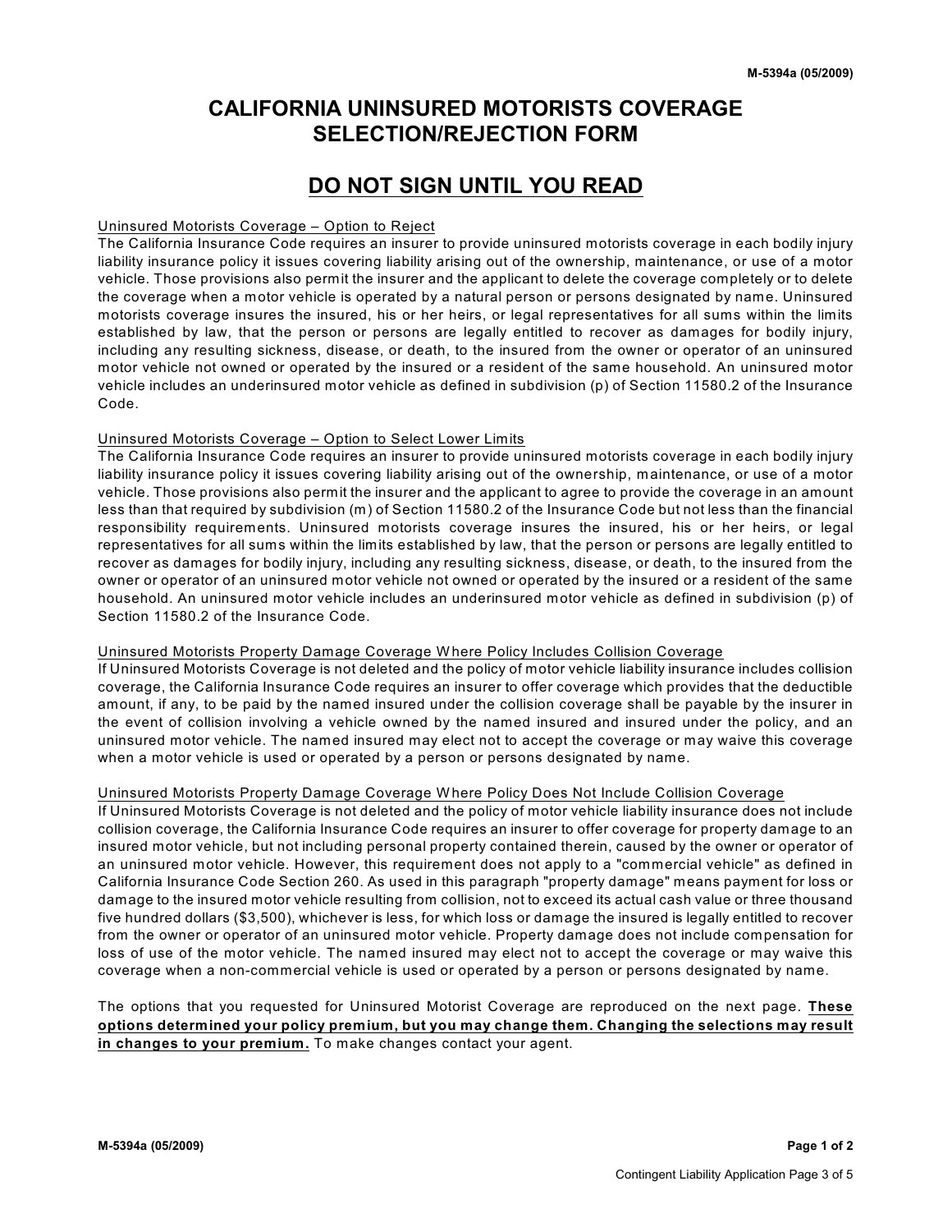# CALIFORNIA UNINSURED MOTORISTS COVERAGE SELECTION/REJECTION FORM

## DO NOT SIGN UNTIL YOU READ

Uninsured Motorists Coverage – Option to Reject

The California Insurance Code requires an insurer to provide uninsured motorists coverage in each bodily injury liability insurance policy it issues covering liability arising out of the ownership, maintenance, or use of a motor vehicle. Those provisions also permit the insurer and the applicant to delete the coverage completely or to delete the coverage when a motor vehicle is operated by a natural person or persons designated by name. Uninsured motorists coverage insures the insured, his or her heirs, or legal representatives for all sums within the limits established by law, that the person or persons are legally entitled to recover as damages for bodily injury, including any resulting sickness, disease, or death, to the insured from the owner or operator of an uninsured motor vehicle not owned or operated by the insured or a resident of the same household. An uninsured motor vehicle includes an underinsured motor vehicle as defined in subdivision (p) of Section 11580.2 of the Insurance Code.

Uninsured Motorists Coverage – Option to Select Lower Limits

The California Insurance Code requires an insurer to provide uninsured motorists coverage in each bodily injury liability insurance policy it issues covering liability arising out of the ownership, maintenance, or use of a motor vehicle. Those provisions also permit the insurer and the applicant to agree to provide the coverage in an amount less than that required by subdivision (m) of Section 11580.2 of the Insurance Code but not less than the financial responsibility requirements. Uninsured motorists coverage insures the insured, his or her heirs, or legal representatives for all sums within the limits established by law, that the person or persons are legally entitled to recover as damages for bodily injury, including any resulting sickness, disease, or death, to the insured from the owner or operator of an uninsured motor vehicle not owned or operated by the insured or a resident of the same household. An uninsured motor vehicle includes an underinsured motor vehicle as defined in subdivision (p) of Section 11580.2 of the Insurance Code.

Uninsured Motorists Property Damage Coverage Where Policy Includes Collision Coverage

If Uninsured Motorists Coverage is not deleted and the policy of motor vehicle liability insurance includes collision coverage, the California Insurance Code requires an insurer to offer coverage which provides that the deductible amount, if any, to be paid by the named insured under the collision coverage shall be payable by the insurer in the event of collision involving a vehicle owned by the named insured and insured under the policy, and an uninsured motor vehicle. The named insured may elect not to accept the coverage or may waive this coverage when a motor vehicle is used or operated by a person or persons designated by name.

Uninsured Motorists Property Damage Coverage Where Policy Does Not Include Collision Coverage

If Uninsured Motorists Coverage is not deleted and the policy of motor vehicle liability insurance does not include collision coverage, the California Insurance Code requires an insurer to offer coverage for property damage to an insured motor vehicle, but not including personal property contained therein, caused by the owner or operator of an uninsured motor vehicle. However, this requirement does not apply to a "commercial vehicle" as defined in California Insurance Code Section 260. As used in this paragraph "property damage" means payment for loss or damage to the insured motor vehicle resulting from collision, not to exceed its actual cash value or three thousand five hundred dollars ($3,500), whichever is less, for which loss or damage the insured is legally entitled to recover from the owner or operator of an uninsured motor vehicle. Property damage does not include compensation for loss of use of the motor vehicle. The named insured may elect not to accept the coverage or may waive this coverage when a non-commercial vehicle is used or operated by a person or persons designated by name.

The options that you requested for Uninsured Motorist Coverage are reproduced on the next page. **These options determined your policy premium, but you may change them. Changing the selections may result in changes to your premium.** To make changes contact your agent.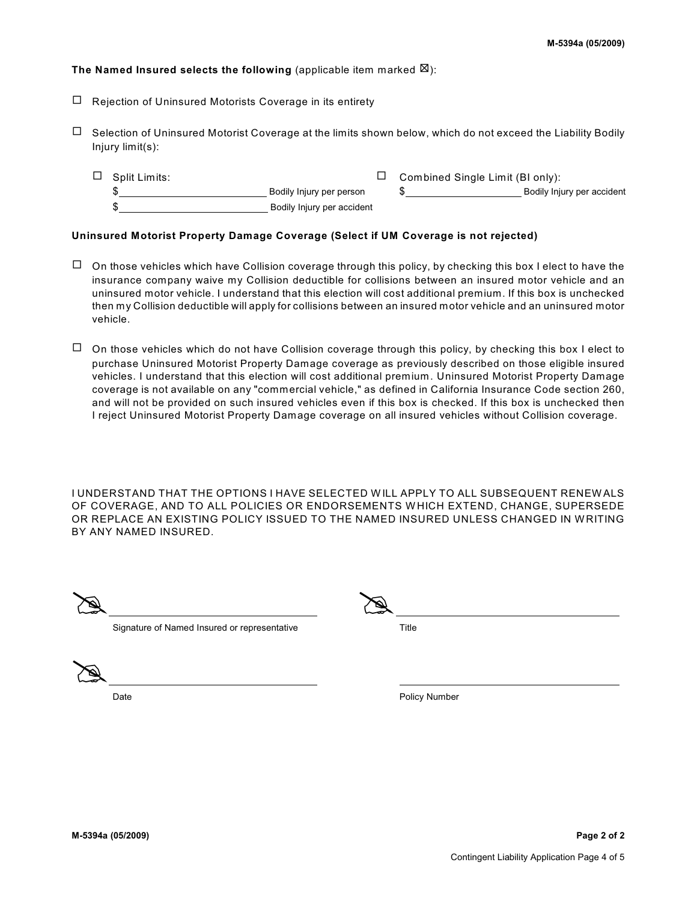**The Named Insured selects the following** (applicable item marked ☒):

☐ Rejection of Uninsured Motorists Coverage in its entirety

☐ Selection of Uninsured Motorist Coverage at the limits shown below, which do not exceed the Liability Bodily Injury limit(s):

☐ Split Limits:

$\_\_\_\_\_\_\_\_\_\_\_\_\_\_\_\_\_\_\_\_ Bodily Injury per person

$\_\_\_\_\_\_\_\_\_\_\_\_\_\_\_\_\_\_\_\_ Bodily Injury per accident

☐ Combined Single Limit (BI only):

$\_\_\_\_\_\_\_\_\_\_\_\_\_\_\_\_\_\_\_\_ Bodily Injury per accident

**Uninsured Motorist Property Damage Coverage (Select if UM Coverage is not rejected)**

☐ On those vehicles which have Collision coverage through this policy, by checking this box I elect to have the insurance company waive my Collision deductible for collisions between an insured motor vehicle and an uninsured motor vehicle. I understand that this election will cost additional premium. If this box is unchecked then my Collision deductible will apply for collisions between an insured motor vehicle and an uninsured motor vehicle.

☐ On those vehicles which do not have Collision coverage through this policy, by checking this box I elect to purchase Uninsured Motorist Property Damage coverage as previously described on those eligible insured vehicles. I understand that this election will cost additional premium. Uninsured Motorist Property Damage coverage is not available on any "commercial vehicle," as defined in California Insurance Code section 260, and will not be provided on such insured vehicles even if this box is checked. If this box is unchecked then I reject Uninsured Motorist Property Damage coverage on all insured vehicles without Collision coverage.

I UNDERSTAND THAT THE OPTIONS I HAVE SELECTED WILL APPLY TO ALL SUBSEQUENT RENEWALS OF COVERAGE, AND TO ALL POLICIES OR ENDORSEMENTS WHICH EXTEND, CHANGE, SUPERSEDE OR REPLACE AN EXISTING POLICY ISSUED TO THE NAMED INSURED UNLESS CHANGED IN WRITING BY ANY NAMED INSURED.

\_\_\_\_\_\_\_\_\_\_\_\_\_\_\_\_\_\_\_\_\_\_\_\_\_\_\_\_\_\_
Signature of Named Insured or representative

\_\_\_\_\_\_\_\_\_\_\_\_\_\_\_\_\_\_\_\_\_\_\_\_\_\_\_\_\_\_
Title

\_\_\_\_\_\_\_\_\_\_\_\_\_\_\_\_\_\_\_\_\_\_\_\_\_\_\_\_\_\_
Date

\_\_\_\_\_\_\_\_\_\_\_\_\_\_\_\_\_\_\_\_\_\_\_\_\_\_\_\_\_\_
Policy Number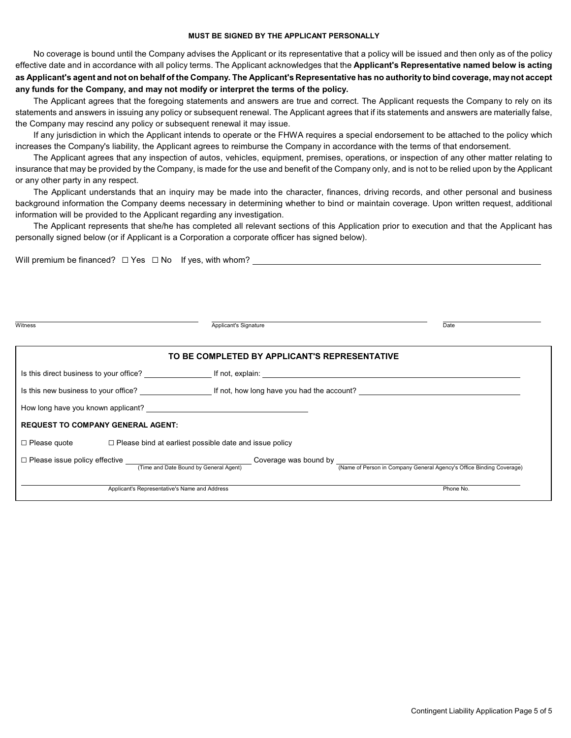**MUST BE SIGNED BY THE APPLICANT PERSONALLY**

No coverage is bound until the Company advises the Applicant or its representative that a policy will be issued and then only as of the policy effective date and in accordance with all policy terms. The Applicant acknowledges that the **Applicant's Representative named below is acting as Applicant's agent and not on behalf of the Company. The Applicant's Representative has no authority to bind coverage, may not accept any funds for the Company, and may not modify or interpret the terms of the policy.**

The Applicant agrees that the foregoing statements and answers are true and correct. The Applicant requests the Company to rely on its statements and answers in issuing any policy or subsequent renewal. The Applicant agrees that if its statements and answers are materially false, the Company may rescind any policy or subsequent renewal it may issue.

If any jurisdiction in which the Applicant intends to operate or the FHWA requires a special endorsement to be attached to the policy which increases the Company's liability, the Applicant agrees to reimburse the Company in accordance with the terms of that endorsement.

The Applicant agrees that any inspection of autos, vehicles, equipment, premises, operations, or inspection of any other matter relating to insurance that may be provided by the Company, is made for the use and benefit of the Company only, and is not to be relied upon by the Applicant or any other party in any respect.

The Applicant understands that an inquiry may be made into the character, finances, driving records, and other personal and business background information the Company deems necessary in determining whether to bind or maintain coverage. Upon written request, additional information will be provided to the Applicant regarding any investigation.

The Applicant represents that she/he has completed all relevant sections of this Application prior to execution and that the Applicant has personally signed below (or if Applicant is a Corporation a corporate officer has signed below).

Will premium be financed? ☐ Yes ☐ No If yes, with whom? ______________________________

______________________ ______________________ ______________________
Witness Applicant's Signature Date

**TO BE COMPLETED BY APPLICANT'S REPRESENTATIVE**

Is this direct business to your office? ____________ If not, explain: ______________________________

Is this new business to your office? ____________ If not, how long have you had the account? ______________________

How long have you known applicant? ______________________

**REQUEST TO COMPANY GENERAL AGENT:**

☐ Please quote ☐ Please bind at earliest possible date and issue policy

☐ Please issue policy effective ______________________ Coverage was bound by ______________________
(Time and Date Bound by General Agent) (Name of Person in Company General Agency's Office Binding Coverage)

______________________________________________ ______________________
Applicant's Representative's Name and Address Phone No.